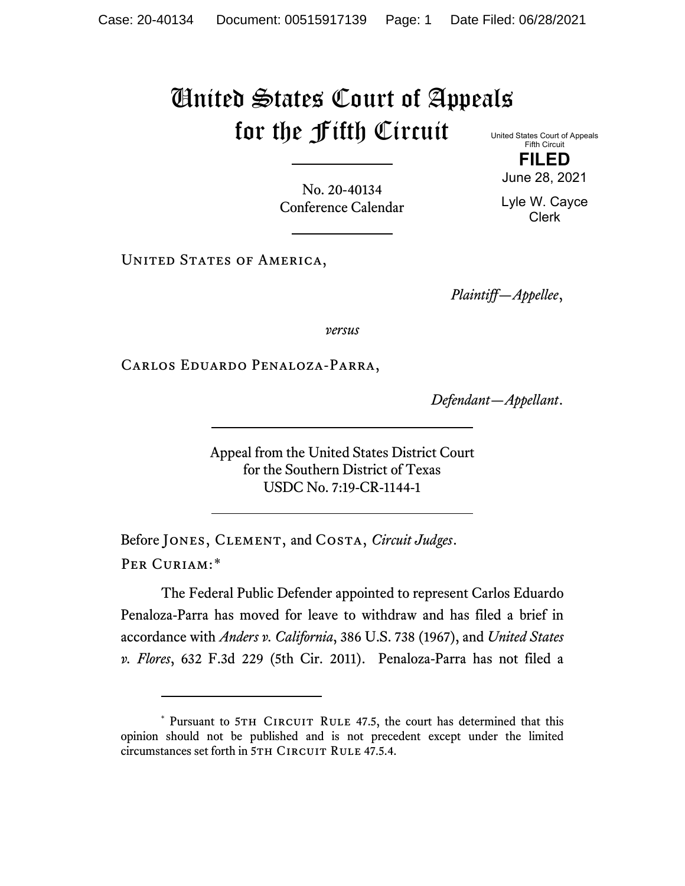# United States Court of Appeals for the Fifth Circuit

United States Court of Appeals
Fifth Circuit

**FILED**

June 28, 2021

Lyle W. Cayce
Clerk

---

No. 20-40134
Conference Calendar

---

United States of America,

*Plaintiff—Appellee*,

*versus*

Carlos Eduardo Penaloza-Parra,

*Defendant—Appellant*.

---

Appeal from the United States District Court
for the Southern District of Texas
USDC No. 7:19-CR-1144-1

---

Before Jones, Clement, and Costa, *Circuit Judges*.

Per Curiam:*

The Federal Public Defender appointed to represent Carlos Eduardo Penaloza-Parra has moved for leave to withdraw and has filed a brief in accordance with *Anders v. California*, 386 U.S. 738 (1967), and *United States v. Flores*, 632 F.3d 229 (5th Cir. 2011). Penaloza-Parra has not filed a

---

\* Pursuant to 5th Circuit Rule 47.5, the court has determined that this opinion should not be published and is not precedent except under the limited circumstances set forth in 5th Circuit Rule 47.5.4.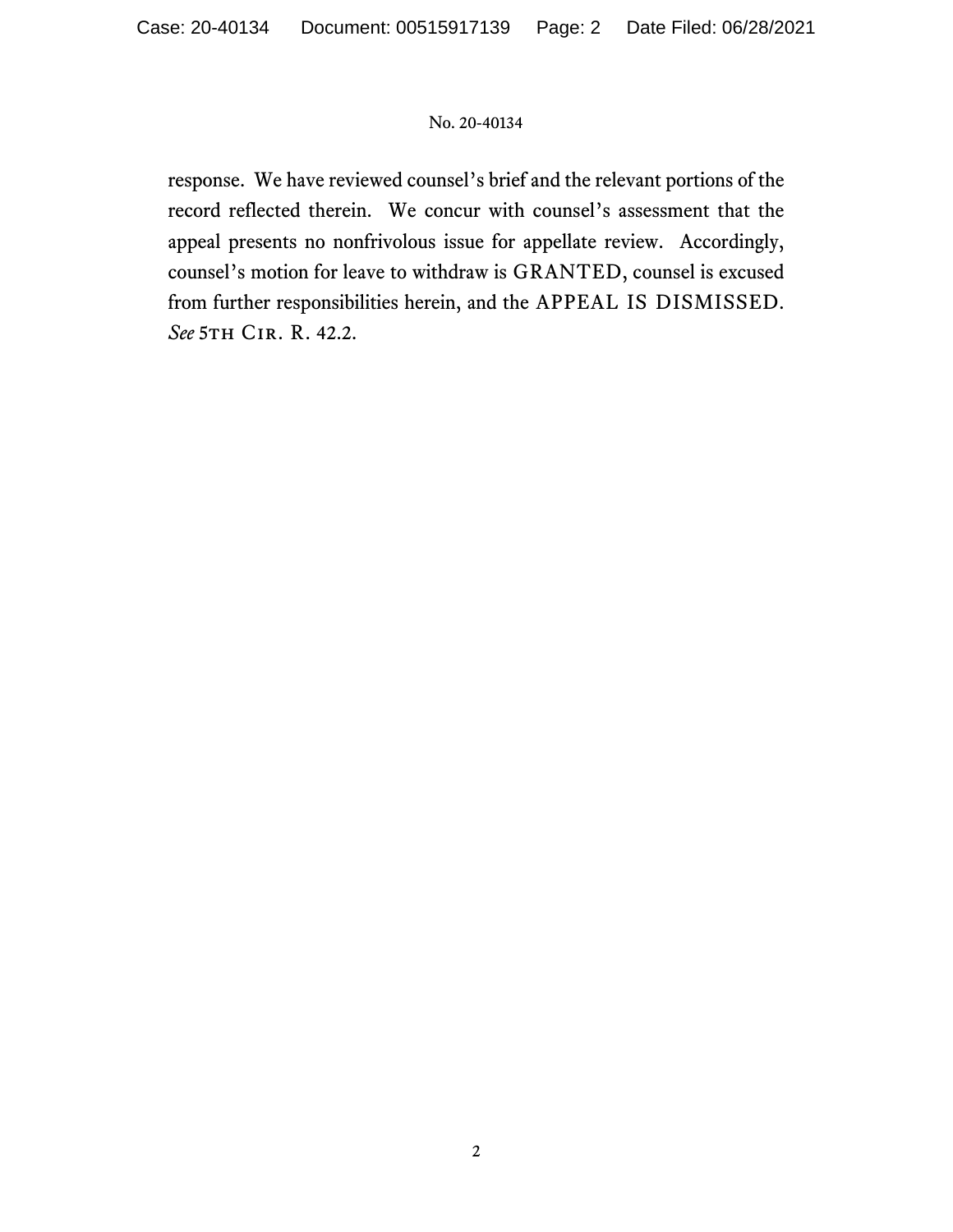response. We have reviewed counsel's brief and the relevant portions of the record reflected therein. We concur with counsel's assessment that the appeal presents no nonfrivolous issue for appellate review. Accordingly, counsel's motion for leave to withdraw is GRANTED, counsel is excused from further responsibilities herein, and the APPEAL IS DISMISSED. *See* 5TH CIR. R. 42.2.